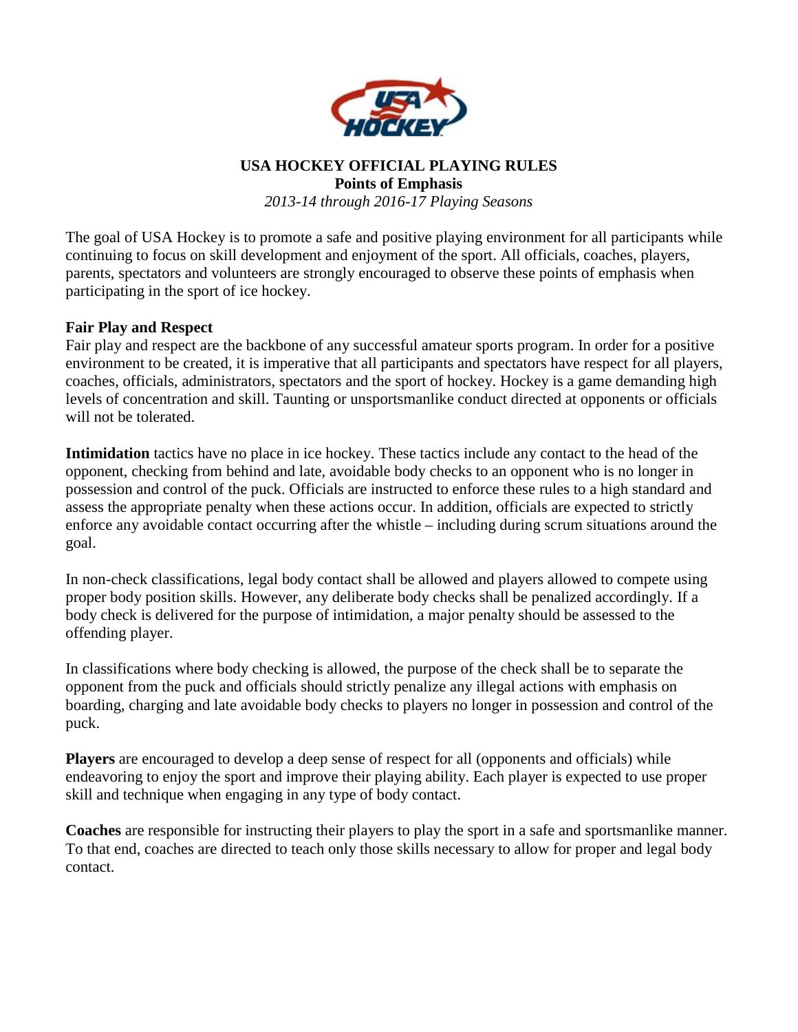# USA HOCKEY OFFICIAL PLAYING RULES

## Points of Emphasis

*2013-14 through 2016-17 Playing Seasons*

The goal of USA Hockey is to promote a safe and positive playing environment for all participants while continuing to focus on skill development and enjoyment of the sport. All officials, coaches, players, parents, spectators and volunteers are strongly encouraged to observe these points of emphasis when participating in the sport of ice hockey.

### Fair Play and Respect

Fair play and respect are the backbone of any successful amateur sports program. In order for a positive environment to be created, it is imperative that all participants and spectators have respect for all players, coaches, officials, administrators, spectators and the sport of hockey. Hockey is a game demanding high levels of concentration and skill. Taunting or unsportsmanlike conduct directed at opponents or officials will not be tolerated.

**Intimidation** tactics have no place in ice hockey. These tactics include any contact to the head of the opponent, checking from behind and late, avoidable body checks to an opponent who is no longer in possession and control of the puck. Officials are instructed to enforce these rules to a high standard and assess the appropriate penalty when these actions occur. In addition, officials are expected to strictly enforce any avoidable contact occurring after the whistle – including during scrum situations around the goal.

In non-check classifications, legal body contact shall be allowed and players allowed to compete using proper body position skills. However, any deliberate body checks shall be penalized accordingly. If a body check is delivered for the purpose of intimidation, a major penalty should be assessed to the offending player.

In classifications where body checking is allowed, the purpose of the check shall be to separate the opponent from the puck and officials should strictly penalize any illegal actions with emphasis on boarding, charging and late avoidable body checks to players no longer in possession and control of the puck.

**Players** are encouraged to develop a deep sense of respect for all (opponents and officials) while endeavoring to enjoy the sport and improve their playing ability. Each player is expected to use proper skill and technique when engaging in any type of body contact.

**Coaches** are responsible for instructing their players to play the sport in a safe and sportsmanlike manner. To that end, coaches are directed to teach only those skills necessary to allow for proper and legal body contact.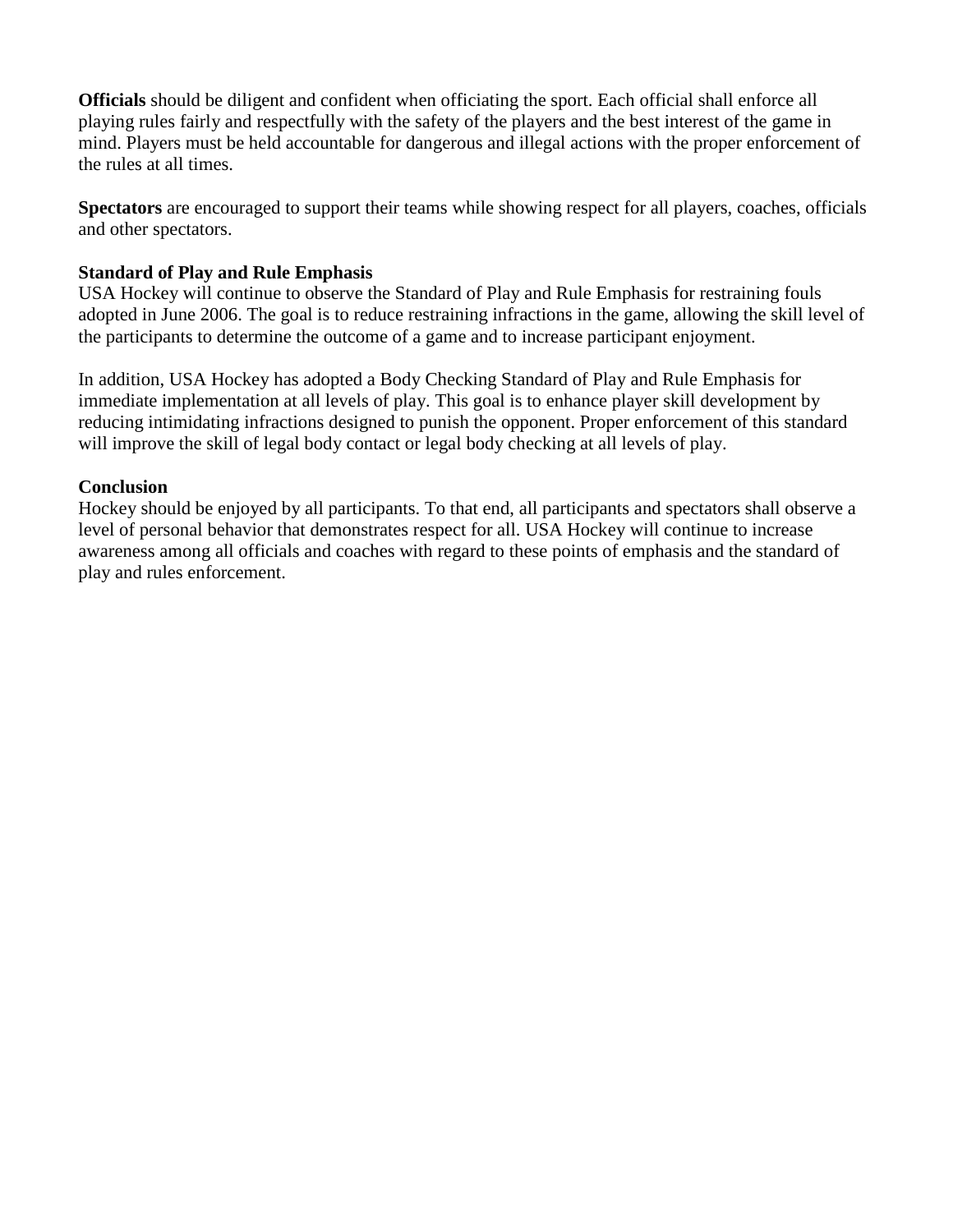**Officials** should be diligent and confident when officiating the sport. Each official shall enforce all playing rules fairly and respectfully with the safety of the players and the best interest of the game in mind. Players must be held accountable for dangerous and illegal actions with the proper enforcement of the rules at all times.

**Spectators** are encouraged to support their teams while showing respect for all players, coaches, officials and other spectators.

**Standard of Play and Rule Emphasis**

USA Hockey will continue to observe the Standard of Play and Rule Emphasis for restraining fouls adopted in June 2006. The goal is to reduce restraining infractions in the game, allowing the skill level of the participants to determine the outcome of a game and to increase participant enjoyment.

In addition, USA Hockey has adopted a Body Checking Standard of Play and Rule Emphasis for immediate implementation at all levels of play. This goal is to enhance player skill development by reducing intimidating infractions designed to punish the opponent. Proper enforcement of this standard will improve the skill of legal body contact or legal body checking at all levels of play.

**Conclusion**

Hockey should be enjoyed by all participants. To that end, all participants and spectators shall observe a level of personal behavior that demonstrates respect for all. USA Hockey will continue to increase awareness among all officials and coaches with regard to these points of emphasis and the standard of play and rules enforcement.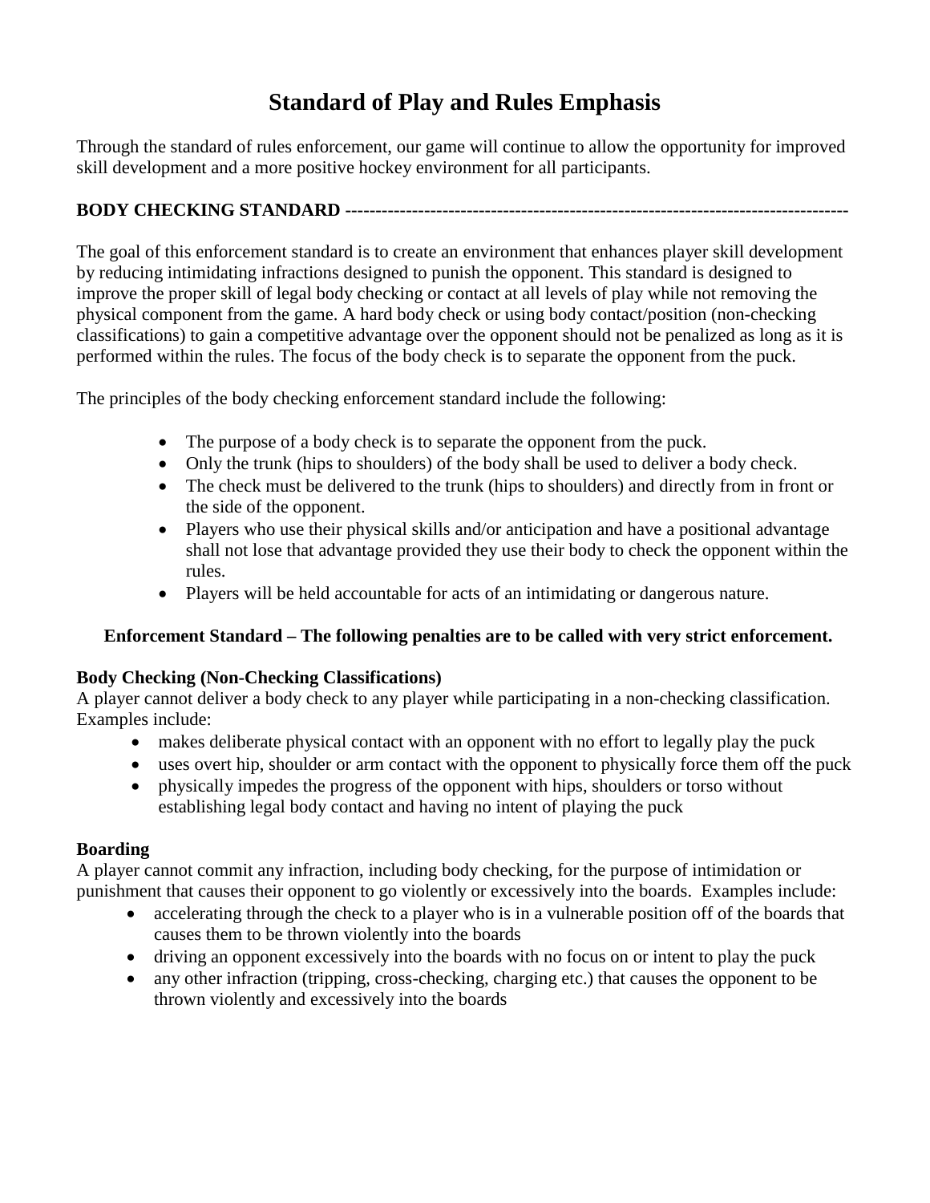# Standard of Play and Rules Emphasis

Through the standard of rules enforcement, our game will continue to allow the opportunity for improved skill development and a more positive hockey environment for all participants.

**BODY CHECKING STANDARD --------------------------------------------------------------------------------**

The goal of this enforcement standard is to create an environment that enhances player skill development by reducing intimidating infractions designed to punish the opponent. This standard is designed to improve the proper skill of legal body checking or contact at all levels of play while not removing the physical component from the game. A hard body check or using body contact/position (non-checking classifications) to gain a competitive advantage over the opponent should not be penalized as long as it is performed within the rules. The focus of the body check is to separate the opponent from the puck.

The principles of the body checking enforcement standard include the following:

- The purpose of a body check is to separate the opponent from the puck.
- Only the trunk (hips to shoulders) of the body shall be used to deliver a body check.
- The check must be delivered to the trunk (hips to shoulders) and directly from in front or the side of the opponent.
- Players who use their physical skills and/or anticipation and have a positional advantage shall not lose that advantage provided they use their body to check the opponent within the rules.
- Players will be held accountable for acts of an intimidating or dangerous nature.

**Enforcement Standard – The following penalties are to be called with very strict enforcement.**

**Body Checking (Non-Checking Classifications)**
A player cannot deliver a body check to any player while participating in a non-checking classification. Examples include:

- makes deliberate physical contact with an opponent with no effort to legally play the puck
- uses overt hip, shoulder or arm contact with the opponent to physically force them off the puck
- physically impedes the progress of the opponent with hips, shoulders or torso without establishing legal body contact and having no intent of playing the puck

**Boarding**
A player cannot commit any infraction, including body checking, for the purpose of intimidation or punishment that causes their opponent to go violently or excessively into the boards. Examples include:

- accelerating through the check to a player who is in a vulnerable position off of the boards that causes them to be thrown violently into the boards
- driving an opponent excessively into the boards with no focus on or intent to play the puck
- any other infraction (tripping, cross-checking, charging etc.) that causes the opponent to be thrown violently and excessively into the boards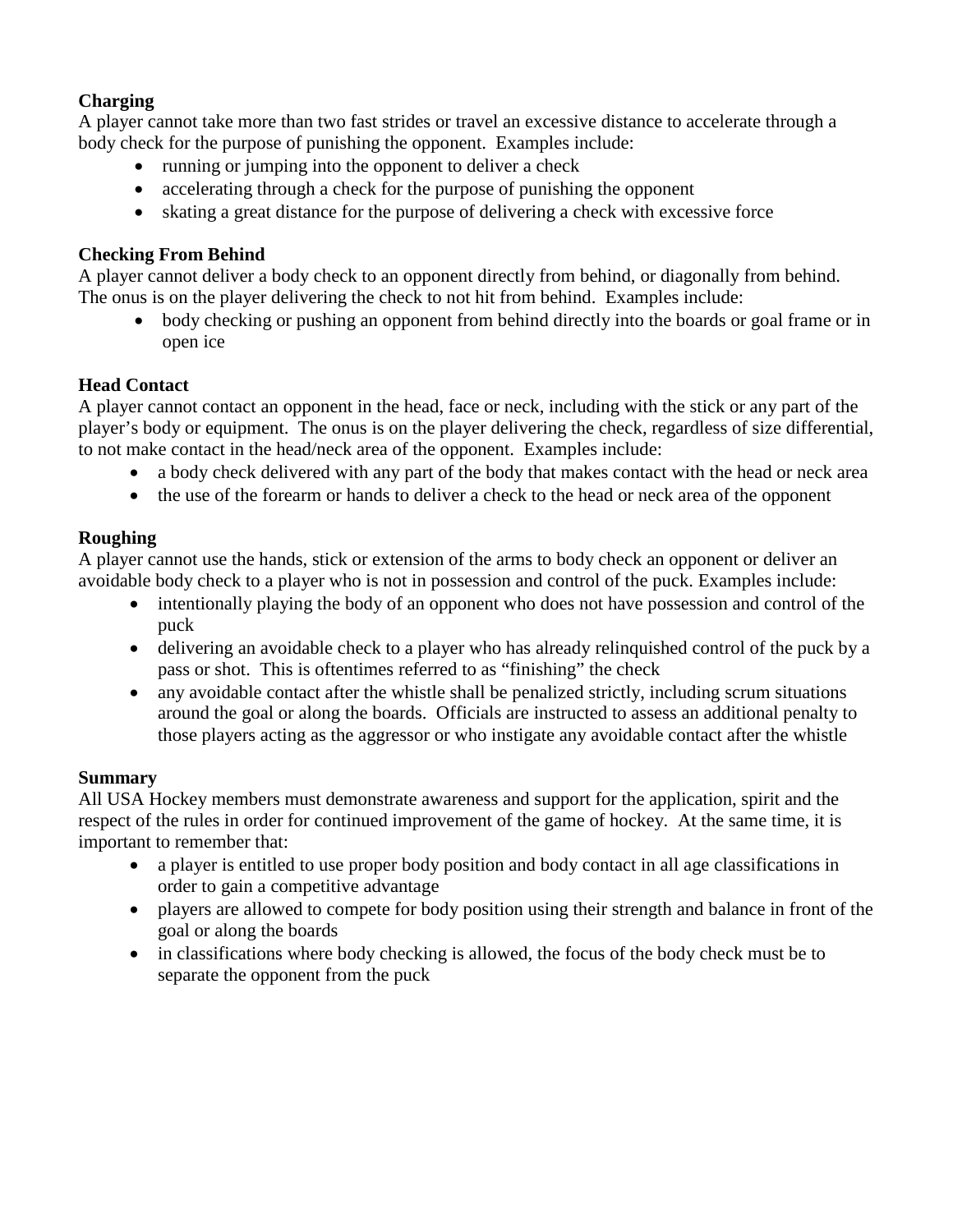**Charging**
A player cannot take more than two fast strides or travel an excessive distance to accelerate through a body check for the purpose of punishing the opponent. Examples include:

- running or jumping into the opponent to deliver a check
- accelerating through a check for the purpose of punishing the opponent
- skating a great distance for the purpose of delivering a check with excessive force

**Checking From Behind**
A player cannot deliver a body check to an opponent directly from behind, or diagonally from behind. The onus is on the player delivering the check to not hit from behind. Examples include:

- body checking or pushing an opponent from behind directly into the boards or goal frame or in open ice

**Head Contact**
A player cannot contact an opponent in the head, face or neck, including with the stick or any part of the player's body or equipment. The onus is on the player delivering the check, regardless of size differential, to not make contact in the head/neck area of the opponent. Examples include:

- a body check delivered with any part of the body that makes contact with the head or neck area
- the use of the forearm or hands to deliver a check to the head or neck area of the opponent

**Roughing**
A player cannot use the hands, stick or extension of the arms to body check an opponent or deliver an avoidable body check to a player who is not in possession and control of the puck. Examples include:

- intentionally playing the body of an opponent who does not have possession and control of the puck
- delivering an avoidable check to a player who has already relinquished control of the puck by a pass or shot. This is oftentimes referred to as "finishing" the check
- any avoidable contact after the whistle shall be penalized strictly, including scrum situations around the goal or along the boards. Officials are instructed to assess an additional penalty to those players acting as the aggressor or who instigate any avoidable contact after the whistle

**Summary**
All USA Hockey members must demonstrate awareness and support for the application, spirit and the respect of the rules in order for continued improvement of the game of hockey. At the same time, it is important to remember that:

- a player is entitled to use proper body position and body contact in all age classifications in order to gain a competitive advantage
- players are allowed to compete for body position using their strength and balance in front of the goal or along the boards
- in classifications where body checking is allowed, the focus of the body check must be to separate the opponent from the puck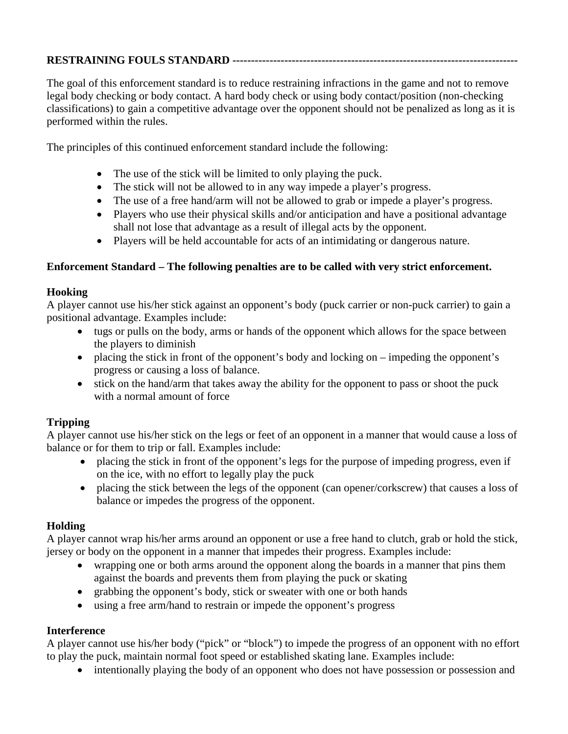**RESTRAINING FOULS STANDARD** ---------------------------------------------------------------------------

The goal of this enforcement standard is to reduce restraining infractions in the game and not to remove legal body checking or body contact. A hard body check or using body contact/position (non-checking classifications) to gain a competitive advantage over the opponent should not be penalized as long as it is performed within the rules.

The principles of this continued enforcement standard include the following:

- The use of the stick will be limited to only playing the puck.
- The stick will not be allowed to in any way impede a player's progress.
- The use of a free hand/arm will not be allowed to grab or impede a player's progress.
- Players who use their physical skills and/or anticipation and have a positional advantage shall not lose that advantage as a result of illegal acts by the opponent.
- Players will be held accountable for acts of an intimidating or dangerous nature.

**Enforcement Standard – The following penalties are to be called with very strict enforcement.**

**Hooking**
A player cannot use his/her stick against an opponent's body (puck carrier or non-puck carrier) to gain a positional advantage. Examples include:

- tugs or pulls on the body, arms or hands of the opponent which allows for the space between the players to diminish
- placing the stick in front of the opponent's body and locking on – impeding the opponent's progress or causing a loss of balance.
- stick on the hand/arm that takes away the ability for the opponent to pass or shoot the puck with a normal amount of force

**Tripping**
A player cannot use his/her stick on the legs or feet of an opponent in a manner that would cause a loss of balance or for them to trip or fall. Examples include:

- placing the stick in front of the opponent's legs for the purpose of impeding progress, even if on the ice, with no effort to legally play the puck
- placing the stick between the legs of the opponent (can opener/corkscrew) that causes a loss of balance or impedes the progress of the opponent.

**Holding**
A player cannot wrap his/her arms around an opponent or use a free hand to clutch, grab or hold the stick, jersey or body on the opponent in a manner that impedes their progress. Examples include:

- wrapping one or both arms around the opponent along the boards in a manner that pins them against the boards and prevents them from playing the puck or skating
- grabbing the opponent's body, stick or sweater with one or both hands
- using a free arm/hand to restrain or impede the opponent's progress

**Interference**
A player cannot use his/her body ("pick" or "block") to impede the progress of an opponent with no effort to play the puck, maintain normal foot speed or established skating lane. Examples include:

- intentionally playing the body of an opponent who does not have possession or possession and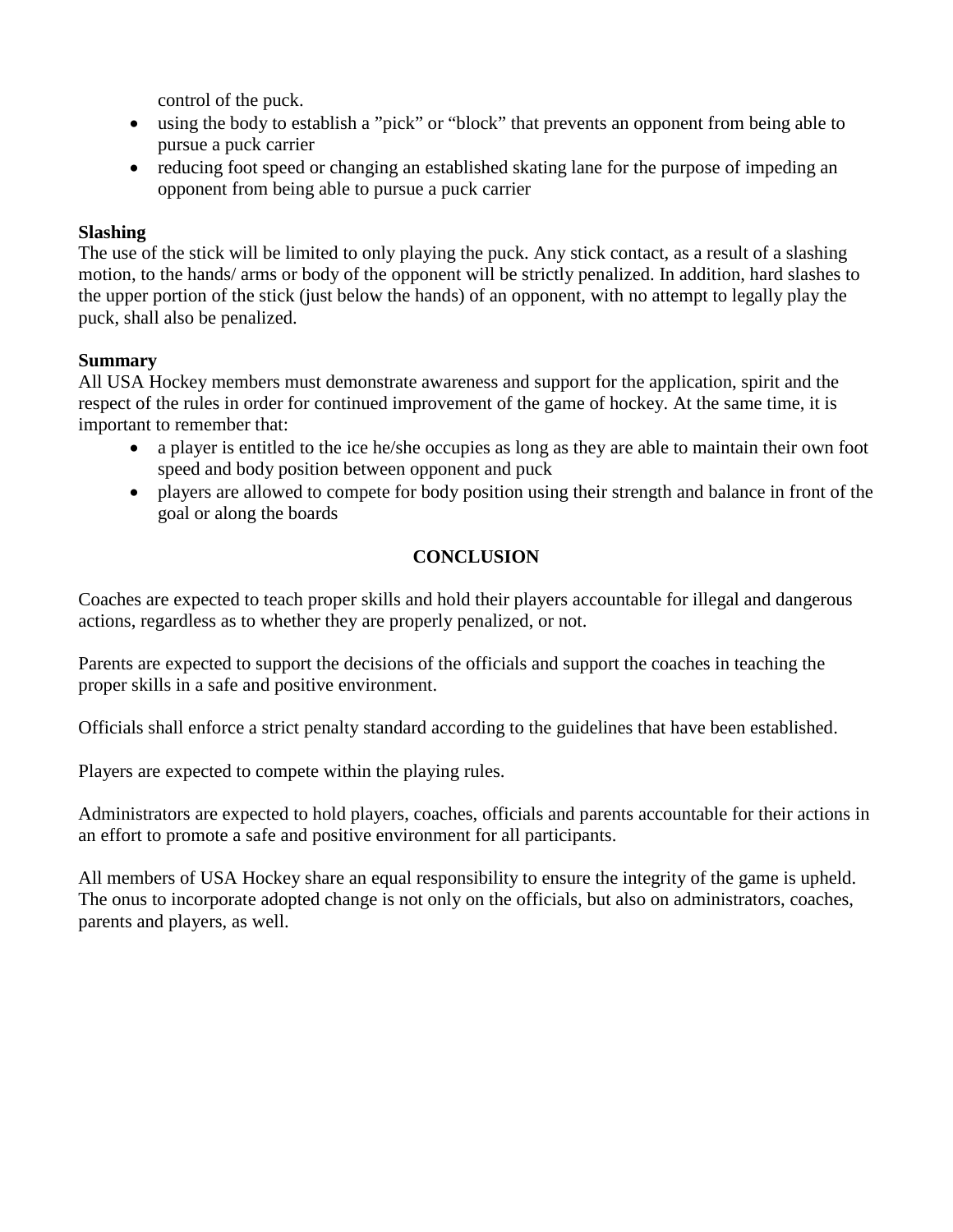control of the puck.

- using the body to establish a ”pick” or “block” that prevents an opponent from being able to pursue a puck carrier
- reducing foot speed or changing an established skating lane for the purpose of impeding an opponent from being able to pursue a puck carrier

**Slashing**

The use of the stick will be limited to only playing the puck. Any stick contact, as a result of a slashing motion, to the hands/ arms or body of the opponent will be strictly penalized. In addition, hard slashes to the upper portion of the stick (just below the hands) of an opponent, with no attempt to legally play the puck, shall also be penalized.

**Summary**

All USA Hockey members must demonstrate awareness and support for the application, spirit and the respect of the rules in order for continued improvement of the game of hockey. At the same time, it is important to remember that:

- a player is entitled to the ice he/she occupies as long as they are able to maintain their own foot speed and body position between opponent and puck
- players are allowed to compete for body position using their strength and balance in front of the goal or along the boards

## CONCLUSION

Coaches are expected to teach proper skills and hold their players accountable for illegal and dangerous actions, regardless as to whether they are properly penalized, or not.

Parents are expected to support the decisions of the officials and support the coaches in teaching the proper skills in a safe and positive environment.

Officials shall enforce a strict penalty standard according to the guidelines that have been established.

Players are expected to compete within the playing rules.

Administrators are expected to hold players, coaches, officials and parents accountable for their actions in an effort to promote a safe and positive environment for all participants.

All members of USA Hockey share an equal responsibility to ensure the integrity of the game is upheld. The onus to incorporate adopted change is not only on the officials, but also on administrators, coaches, parents and players, as well.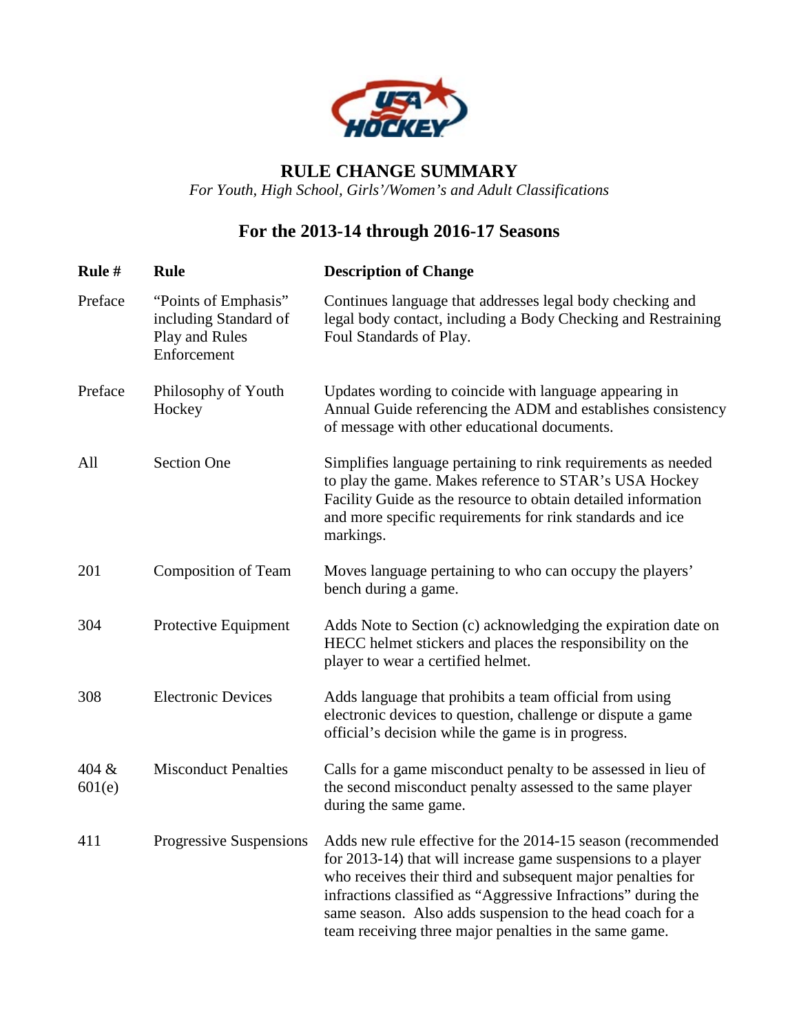# RULE CHANGE SUMMARY

*For Youth, High School, Girls'/Women's and Adult Classifications*

## For the 2013-14 through 2016-17 Seasons

| Rule # | Rule | Description of Change |
|---|---|---|
| Preface | "Points of Emphasis" including Standard of Play and Rules Enforcement | Continues language that addresses legal body checking and legal body contact, including a Body Checking and Restraining Foul Standards of Play. |
| Preface | Philosophy of Youth Hockey | Updates wording to coincide with language appearing in Annual Guide referencing the ADM and establishes consistency of message with other educational documents. |
| All | Section One | Simplifies language pertaining to rink requirements as needed to play the game. Makes reference to STAR's USA Hockey Facility Guide as the resource to obtain detailed information and more specific requirements for rink standards and ice markings. |
| 201 | Composition of Team | Moves language pertaining to who can occupy the players' bench during a game. |
| 304 | Protective Equipment | Adds Note to Section (c) acknowledging the expiration date on HECC helmet stickers and places the responsibility on the player to wear a certified helmet. |
| 308 | Electronic Devices | Adds language that prohibits a team official from using electronic devices to question, challenge or dispute a game official's decision while the game is in progress. |
| 404 & 601(e) | Misconduct Penalties | Calls for a game misconduct penalty to be assessed in lieu of the second misconduct penalty assessed to the same player during the same game. |
| 411 | Progressive Suspensions | Adds new rule effective for the 2014-15 season (recommended for 2013-14) that will increase game suspensions to a player who receives their third and subsequent major penalties for infractions classified as "Aggressive Infractions" during the same season. Also adds suspension to the head coach for a team receiving three major penalties in the same game. |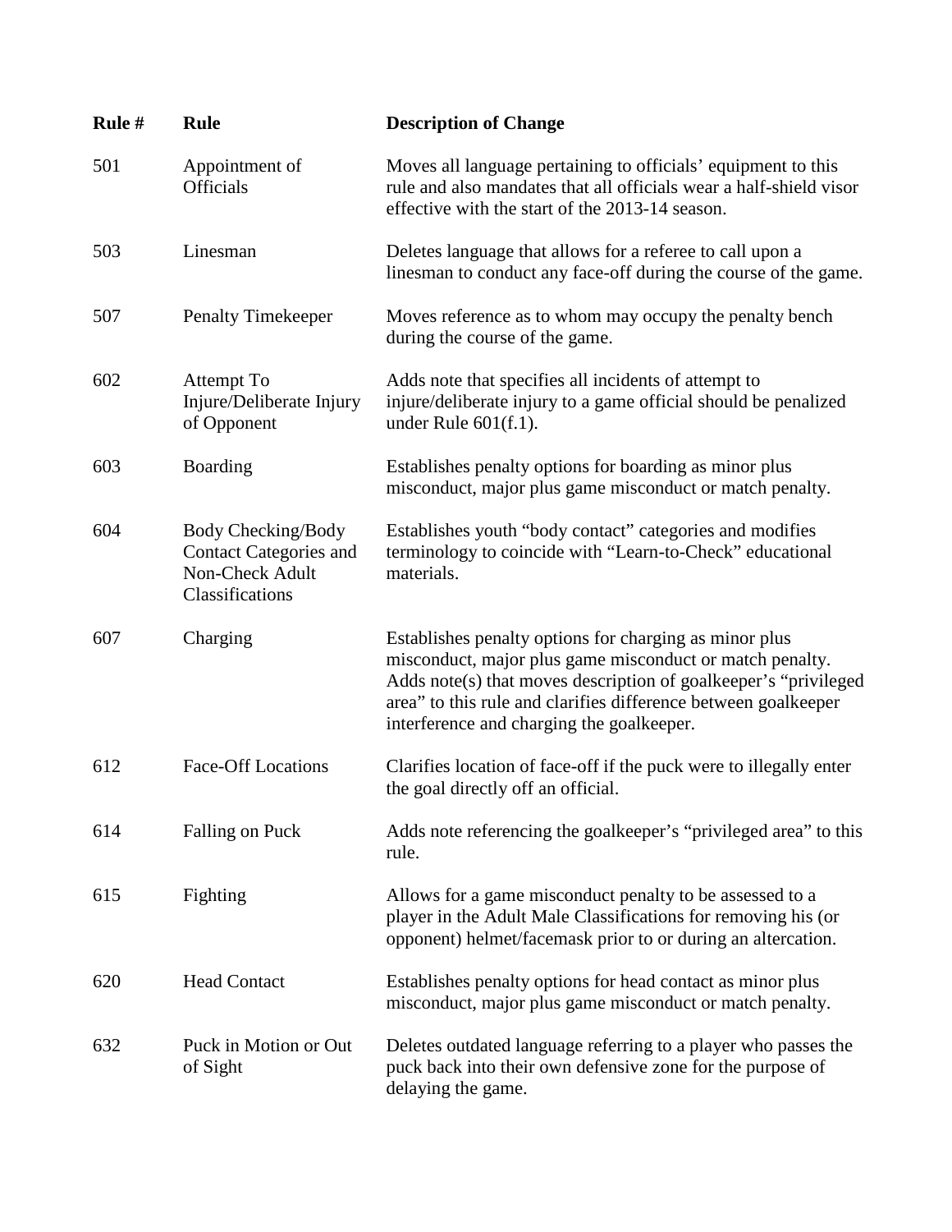| Rule # | Rule | Description of Change |
| --- | --- | --- |
| 501 | Appointment of Officials | Moves all language pertaining to officials' equipment to this rule and also mandates that all officials wear a half-shield visor effective with the start of the 2013-14 season. |
| 503 | Linesman | Deletes language that allows for a referee to call upon a linesman to conduct any face-off during the course of the game. |
| 507 | Penalty Timekeeper | Moves reference as to whom may occupy the penalty bench during the course of the game. |
| 602 | Attempt To Injure/Deliberate Injury of Opponent | Adds note that specifies all incidents of attempt to injure/deliberate injury to a game official should be penalized under Rule 601(f.1). |
| 603 | Boarding | Establishes penalty options for boarding as minor plus misconduct, major plus game misconduct or match penalty. |
| 604 | Body Checking/Body Contact Categories and Non-Check Adult Classifications | Establishes youth "body contact" categories and modifies terminology to coincide with "Learn-to-Check" educational materials. |
| 607 | Charging | Establishes penalty options for charging as minor plus misconduct, major plus game misconduct or match penalty. Adds note(s) that moves description of goalkeeper's "privileged area" to this rule and clarifies difference between goalkeeper interference and charging the goalkeeper. |
| 612 | Face-Off Locations | Clarifies location of face-off if the puck were to illegally enter the goal directly off an official. |
| 614 | Falling on Puck | Adds note referencing the goalkeeper's "privileged area" to this rule. |
| 615 | Fighting | Allows for a game misconduct penalty to be assessed to a player in the Adult Male Classifications for removing his (or opponent) helmet/facemask prior to or during an altercation. |
| 620 | Head Contact | Establishes penalty options for head contact as minor plus misconduct, major plus game misconduct or match penalty. |
| 632 | Puck in Motion or Out of Sight | Deletes outdated language referring to a player who passes the puck back into their own defensive zone for the purpose of delaying the game. |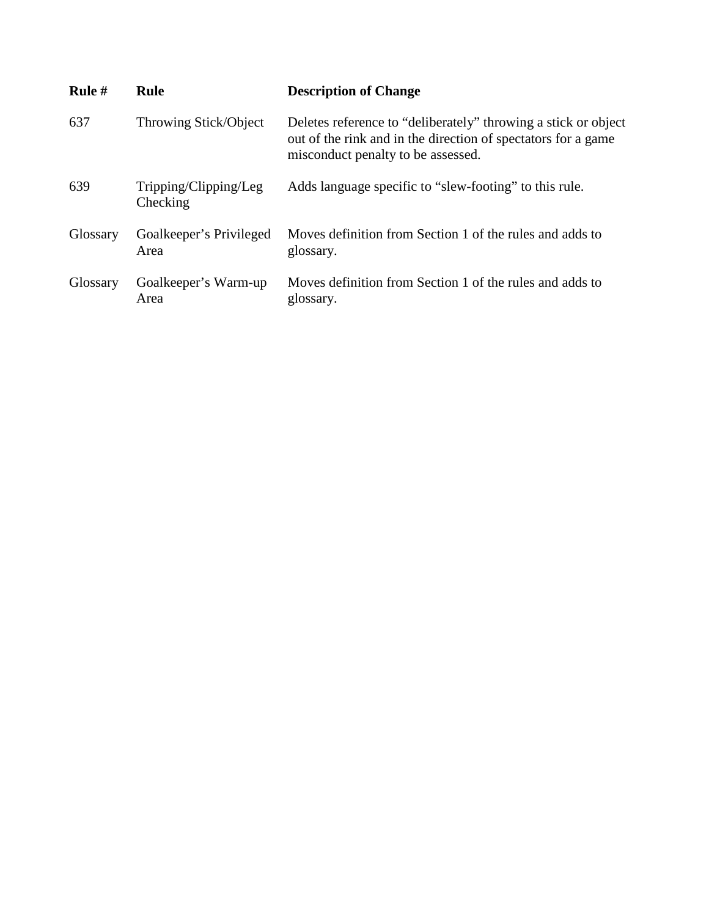| Rule # | Rule | Description of Change |
| --- | --- | --- |
| 637 | Throwing Stick/Object | Deletes reference to “deliberately” throwing a stick or object out of the rink and in the direction of spectators for a game misconduct penalty to be assessed. |
| 639 | Tripping/Clipping/Leg Checking | Adds language specific to “slew-footing” to this rule. |
| Glossary | Goalkeeper’s Privileged Area | Moves definition from Section 1 of the rules and adds to glossary. |
| Glossary | Goalkeeper’s Warm-up Area | Moves definition from Section 1 of the rules and adds to glossary. |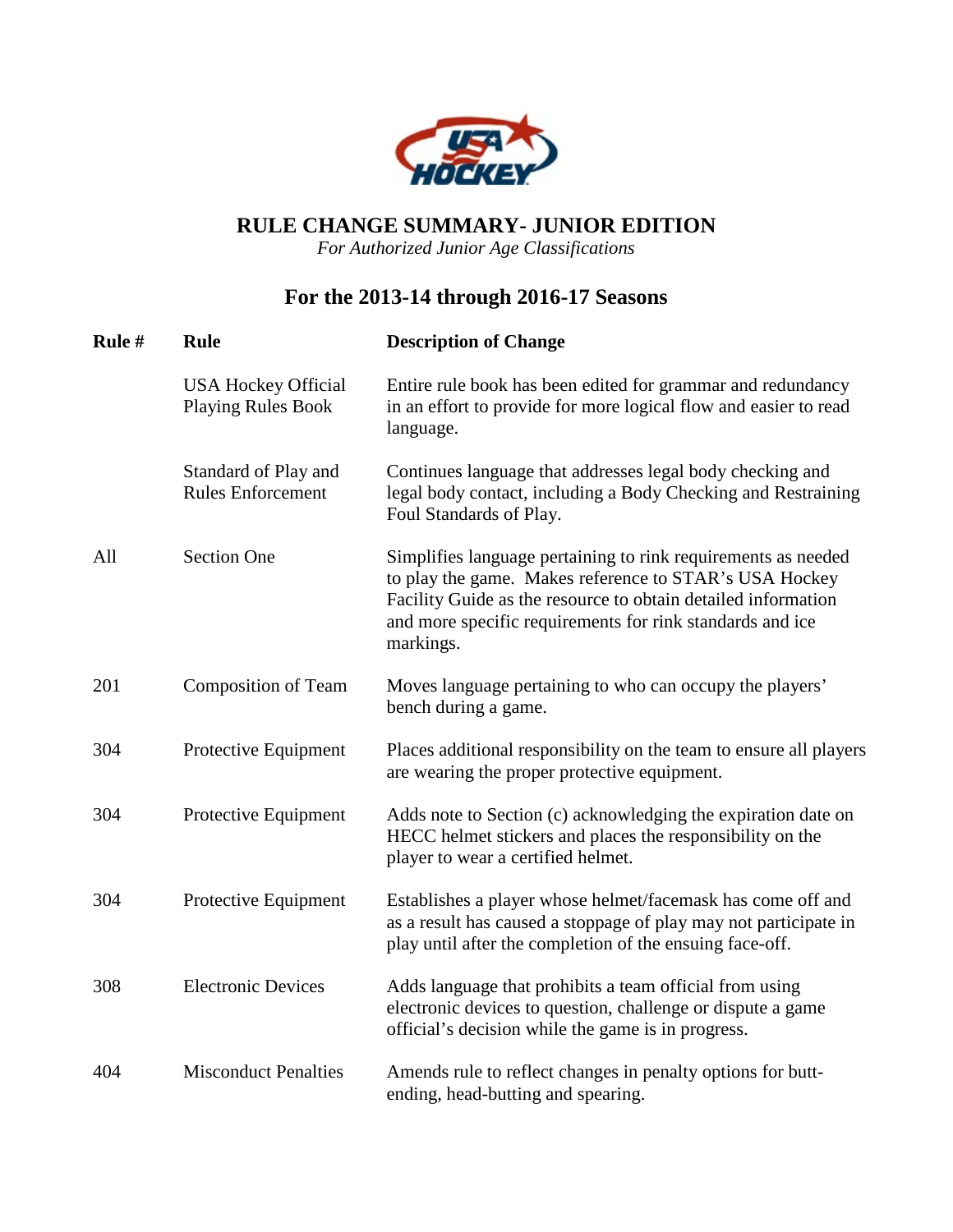# RULE CHANGE SUMMARY- JUNIOR EDITION

*For Authorized Junior Age Classifications*

## For the 2013-14 through 2016-17 Seasons

| Rule # | Rule | Description of Change |
|---|---|---|
| | USA Hockey Official Playing Rules Book | Entire rule book has been edited for grammar and redundancy in an effort to provide for more logical flow and easier to read language. |
| | Standard of Play and Rules Enforcement | Continues language that addresses legal body checking and legal body contact, including a Body Checking and Restraining Foul Standards of Play. |
| All | Section One | Simplifies language pertaining to rink requirements as needed to play the game. Makes reference to STAR's USA Hockey Facility Guide as the resource to obtain detailed information and more specific requirements for rink standards and ice markings. |
| 201 | Composition of Team | Moves language pertaining to who can occupy the players' bench during a game. |
| 304 | Protective Equipment | Places additional responsibility on the team to ensure all players are wearing the proper protective equipment. |
| 304 | Protective Equipment | Adds note to Section (c) acknowledging the expiration date on HECC helmet stickers and places the responsibility on the player to wear a certified helmet. |
| 304 | Protective Equipment | Establishes a player whose helmet/facemask has come off and as a result has caused a stoppage of play may not participate in play until after the completion of the ensuing face-off. |
| 308 | Electronic Devices | Adds language that prohibits a team official from using electronic devices to question, challenge or dispute a game official's decision while the game is in progress. |
| 404 | Misconduct Penalties | Amends rule to reflect changes in penalty options for butt-ending, head-butting and spearing. |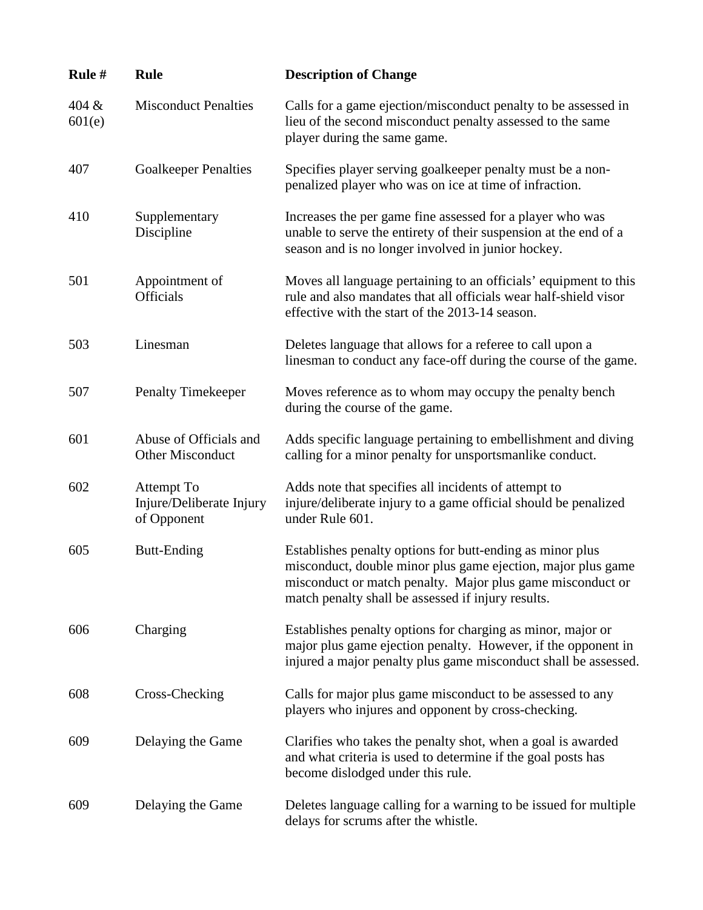| Rule # | Rule | Description of Change |
|---|---|---|
| 404 & 601(e) | Misconduct Penalties | Calls for a game ejection/misconduct penalty to be assessed in lieu of the second misconduct penalty assessed to the same player during the same game. |
| 407 | Goalkeeper Penalties | Specifies player serving goalkeeper penalty must be a non-penalized player who was on ice at time of infraction. |
| 410 | Supplementary Discipline | Increases the per game fine assessed for a player who was unable to serve the entirety of their suspension at the end of a season and is no longer involved in junior hockey. |
| 501 | Appointment of Officials | Moves all language pertaining to an officials' equipment to this rule and also mandates that all officials wear half-shield visor effective with the start of the 2013-14 season. |
| 503 | Linesman | Deletes language that allows for a referee to call upon a linesman to conduct any face-off during the course of the game. |
| 507 | Penalty Timekeeper | Moves reference as to whom may occupy the penalty bench during the course of the game. |
| 601 | Abuse of Officials and Other Misconduct | Adds specific language pertaining to embellishment and diving calling for a minor penalty for unsportsmanlike conduct. |
| 602 | Attempt To Injure/Deliberate Injury of Opponent | Adds note that specifies all incidents of attempt to injure/deliberate injury to a game official should be penalized under Rule 601. |
| 605 | Butt-Ending | Establishes penalty options for butt-ending as minor plus misconduct, double minor plus game ejection, major plus game misconduct or match penalty. Major plus game misconduct or match penalty shall be assessed if injury results. |
| 606 | Charging | Establishes penalty options for charging as minor, major or major plus game ejection penalty. However, if the opponent in injured a major penalty plus game misconduct shall be assessed. |
| 608 | Cross-Checking | Calls for major plus game misconduct to be assessed to any players who injures and opponent by cross-checking. |
| 609 | Delaying the Game | Clarifies who takes the penalty shot, when a goal is awarded and what criteria is used to determine if the goal posts has become dislodged under this rule. |
| 609 | Delaying the Game | Deletes language calling for a warning to be issued for multiple delays for scrums after the whistle. |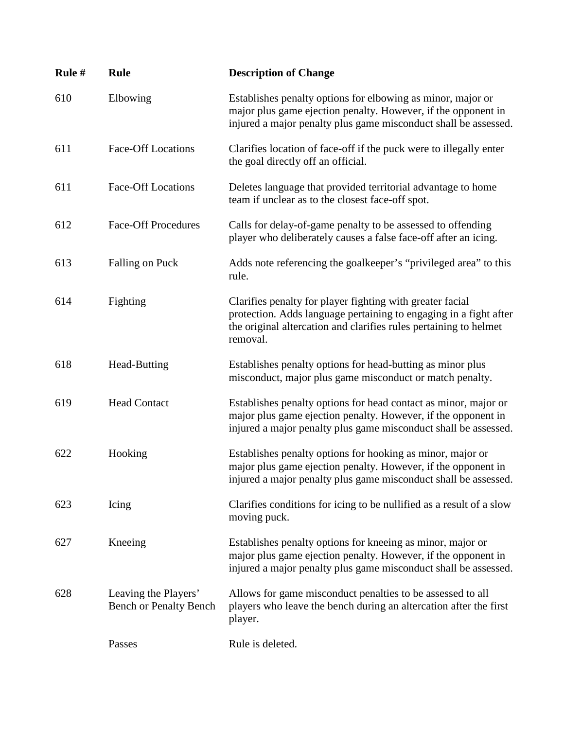| Rule # | Rule | Description of Change |
|---|---|---|
| 610 | Elbowing | Establishes penalty options for elbowing as minor, major or major plus game ejection penalty. However, if the opponent in injured a major penalty plus game misconduct shall be assessed. |
| 611 | Face-Off Locations | Clarifies location of face-off if the puck were to illegally enter the goal directly off an official. |
| 611 | Face-Off Locations | Deletes language that provided territorial advantage to home team if unclear as to the closest face-off spot. |
| 612 | Face-Off Procedures | Calls for delay-of-game penalty to be assessed to offending player who deliberately causes a false face-off after an icing. |
| 613 | Falling on Puck | Adds note referencing the goalkeeper's "privileged area" to this rule. |
| 614 | Fighting | Clarifies penalty for player fighting with greater facial protection. Adds language pertaining to engaging in a fight after the original altercation and clarifies rules pertaining to helmet removal. |
| 618 | Head-Butting | Establishes penalty options for head-butting as minor plus misconduct, major plus game misconduct or match penalty. |
| 619 | Head Contact | Establishes penalty options for head contact as minor, major or major plus game ejection penalty. However, if the opponent in injured a major penalty plus game misconduct shall be assessed. |
| 622 | Hooking | Establishes penalty options for hooking as minor, major or major plus game ejection penalty. However, if the opponent in injured a major penalty plus game misconduct shall be assessed. |
| 623 | Icing | Clarifies conditions for icing to be nullified as a result of a slow moving puck. |
| 627 | Kneeing | Establishes penalty options for kneeing as minor, major or major plus game ejection penalty. However, if the opponent in injured a major penalty plus game misconduct shall be assessed. |
| 628 | Leaving the Players' Bench or Penalty Bench | Allows for game misconduct penalties to be assessed to all players who leave the bench during an altercation after the first player. |
| | Passes | Rule is deleted. |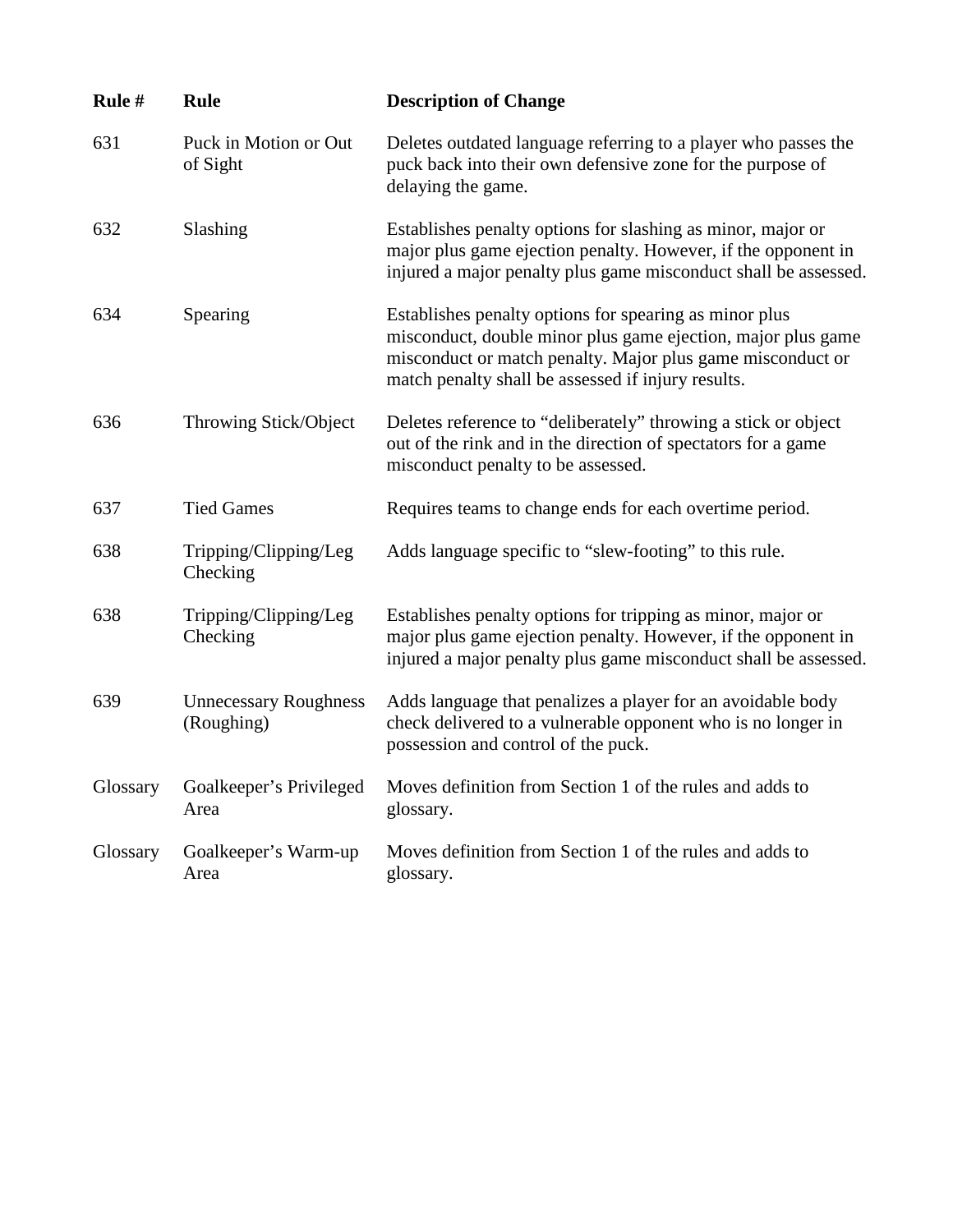| Rule # | Rule | Description of Change |
| --- | --- | --- |
| 631 | Puck in Motion or Out of Sight | Deletes outdated language referring to a player who passes the puck back into their own defensive zone for the purpose of delaying the game. |
| 632 | Slashing | Establishes penalty options for slashing as minor, major or major plus game ejection penalty. However, if the opponent in injured a major penalty plus game misconduct shall be assessed. |
| 634 | Spearing | Establishes penalty options for spearing as minor plus misconduct, double minor plus game ejection, major plus game misconduct or match penalty. Major plus game misconduct or match penalty shall be assessed if injury results. |
| 636 | Throwing Stick/Object | Deletes reference to "deliberately" throwing a stick or object out of the rink and in the direction of spectators for a game misconduct penalty to be assessed. |
| 637 | Tied Games | Requires teams to change ends for each overtime period. |
| 638 | Tripping/Clipping/Leg Checking | Adds language specific to "slew-footing" to this rule. |
| 638 | Tripping/Clipping/Leg Checking | Establishes penalty options for tripping as minor, major or major plus game ejection penalty. However, if the opponent in injured a major penalty plus game misconduct shall be assessed. |
| 639 | Unnecessary Roughness (Roughing) | Adds language that penalizes a player for an avoidable body check delivered to a vulnerable opponent who is no longer in possession and control of the puck. |
| Glossary | Goalkeeper's Privileged Area | Moves definition from Section 1 of the rules and adds to glossary. |
| Glossary | Goalkeeper's Warm-up Area | Moves definition from Section 1 of the rules and adds to glossary. |